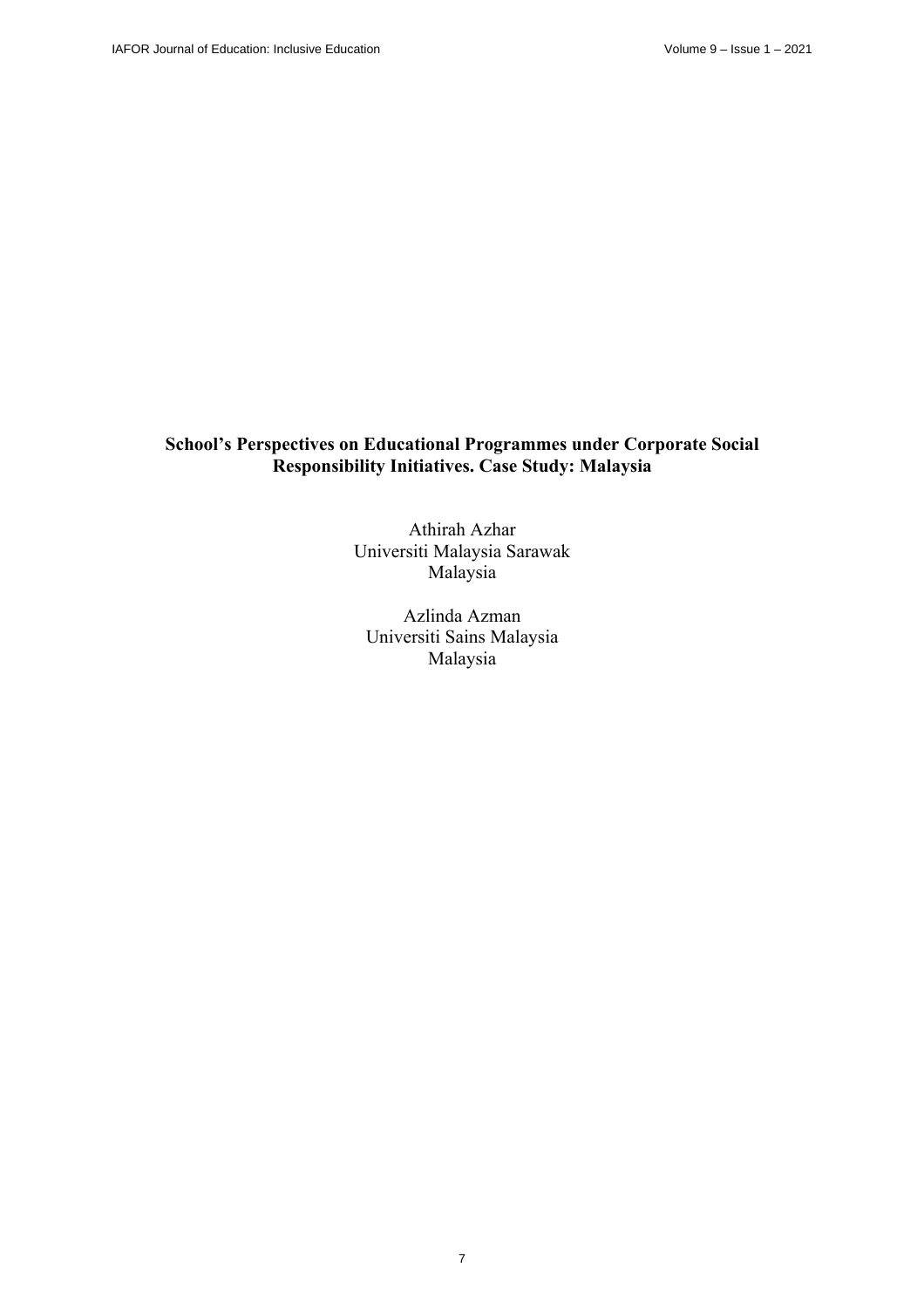# School's Perspectives on Educational Programmes under Corporate Social Responsibility Initiatives. Case Study: Malaysia

Athirah Azhar
Universiti Malaysia Sarawak
Malaysia

Azlinda Azman
Universiti Sains Malaysia
Malaysia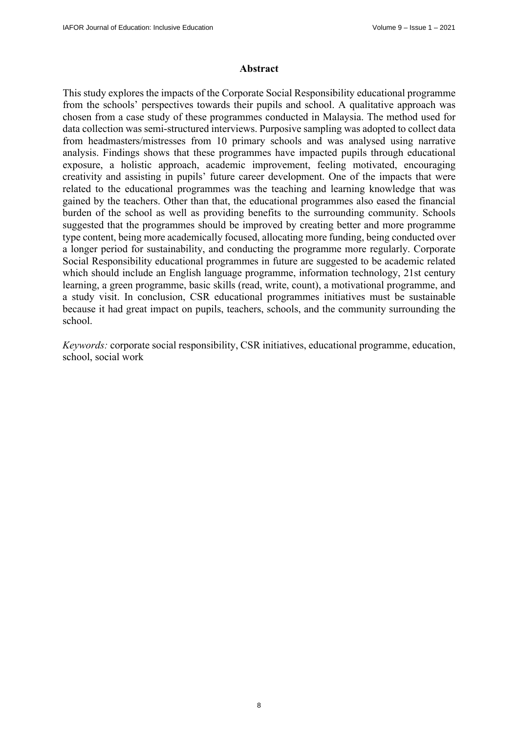## Abstract

This study explores the impacts of the Corporate Social Responsibility educational programme from the schools' perspectives towards their pupils and school. A qualitative approach was chosen from a case study of these programmes conducted in Malaysia. The method used for data collection was semi-structured interviews. Purposive sampling was adopted to collect data from headmasters/mistresses from 10 primary schools and was analysed using narrative analysis. Findings shows that these programmes have impacted pupils through educational exposure, a holistic approach, academic improvement, feeling motivated, encouraging creativity and assisting in pupils' future career development. One of the impacts that were related to the educational programmes was the teaching and learning knowledge that was gained by the teachers. Other than that, the educational programmes also eased the financial burden of the school as well as providing benefits to the surrounding community. Schools suggested that the programmes should be improved by creating better and more programme type content, being more academically focused, allocating more funding, being conducted over a longer period for sustainability, and conducting the programme more regularly. Corporate Social Responsibility educational programmes in future are suggested to be academic related which should include an English language programme, information technology, 21st century learning, a green programme, basic skills (read, write, count), a motivational programme, and a study visit. In conclusion, CSR educational programmes initiatives must be sustainable because it had great impact on pupils, teachers, schools, and the community surrounding the school.

*Keywords:* corporate social responsibility, CSR initiatives, educational programme, education, school, social work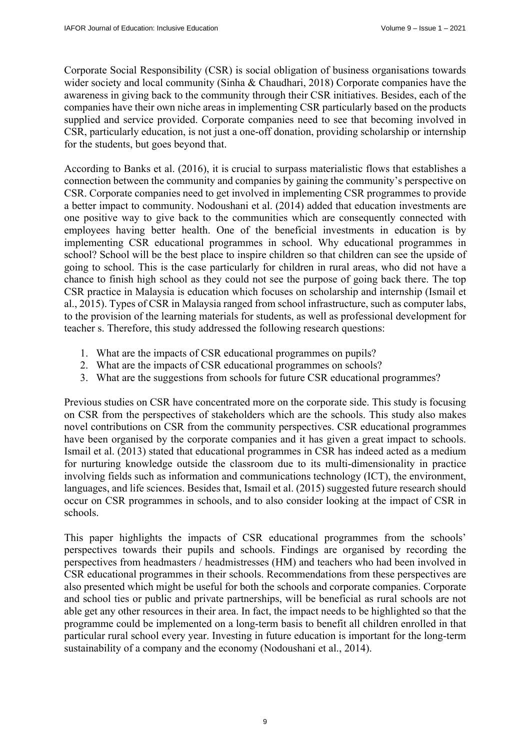Corporate Social Responsibility (CSR) is social obligation of business organisations towards wider society and local community (Sinha & Chaudhari, 2018) Corporate companies have the awareness in giving back to the community through their CSR initiatives. Besides, each of the companies have their own niche areas in implementing CSR particularly based on the products supplied and service provided. Corporate companies need to see that becoming involved in CSR, particularly education, is not just a one-off donation, providing scholarship or internship for the students, but goes beyond that.

According to Banks et al. (2016), it is crucial to surpass materialistic flows that establishes a connection between the community and companies by gaining the community's perspective on CSR. Corporate companies need to get involved in implementing CSR programmes to provide a better impact to community. Nodoushani et al. (2014) added that education investments are one positive way to give back to the communities which are consequently connected with employees having better health. One of the beneficial investments in education is by implementing CSR educational programmes in school. Why educational programmes in school? School will be the best place to inspire children so that children can see the upside of going to school. This is the case particularly for children in rural areas, who did not have a chance to finish high school as they could not see the purpose of going back there. The top CSR practice in Malaysia is education which focuses on scholarship and internship (Ismail et al., 2015). Types of CSR in Malaysia ranged from school infrastructure, such as computer labs, to the provision of the learning materials for students, as well as professional development for teacher s. Therefore, this study addressed the following research questions:

1. What are the impacts of CSR educational programmes on pupils?
2. What are the impacts of CSR educational programmes on schools?
3. What are the suggestions from schools for future CSR educational programmes?

Previous studies on CSR have concentrated more on the corporate side. This study is focusing on CSR from the perspectives of stakeholders which are the schools. This study also makes novel contributions on CSR from the community perspectives. CSR educational programmes have been organised by the corporate companies and it has given a great impact to schools. Ismail et al. (2013) stated that educational programmes in CSR has indeed acted as a medium for nurturing knowledge outside the classroom due to its multi-dimensionality in practice involving fields such as information and communications technology (ICT), the environment, languages, and life sciences. Besides that, Ismail et al. (2015) suggested future research should occur on CSR programmes in schools, and to also consider looking at the impact of CSR in schools.

This paper highlights the impacts of CSR educational programmes from the schools' perspectives towards their pupils and schools. Findings are organised by recording the perspectives from headmasters / headmistresses (HM) and teachers who had been involved in CSR educational programmes in their schools. Recommendations from these perspectives are also presented which might be useful for both the schools and corporate companies. Corporate and school ties or public and private partnerships, will be beneficial as rural schools are not able get any other resources in their area. In fact, the impact needs to be highlighted so that the programme could be implemented on a long-term basis to benefit all children enrolled in that particular rural school every year. Investing in future education is important for the long-term sustainability of a company and the economy (Nodoushani et al., 2014).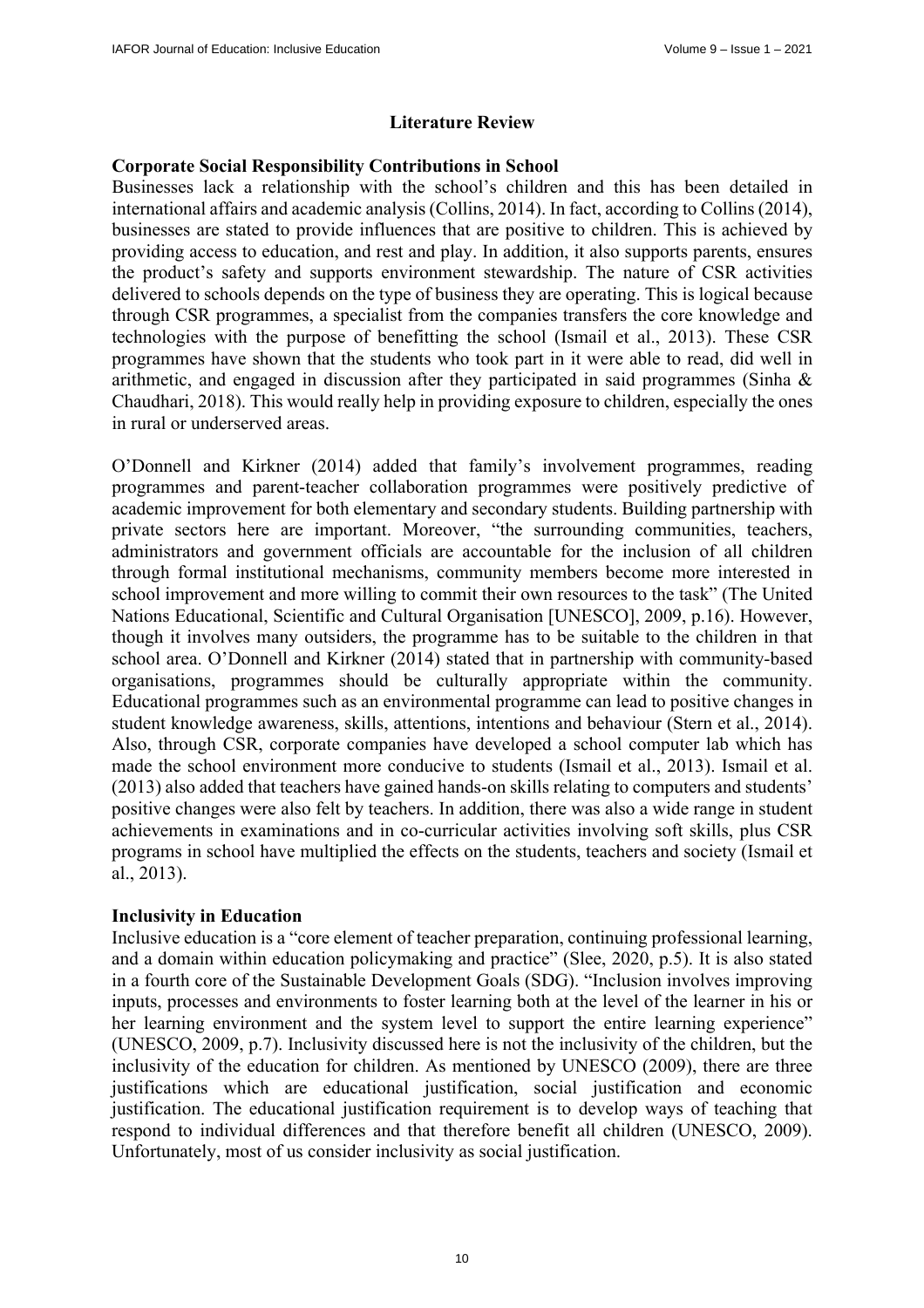## Literature Review

### Corporate Social Responsibility Contributions in School

Businesses lack a relationship with the school's children and this has been detailed in international affairs and academic analysis (Collins, 2014). In fact, according to Collins (2014), businesses are stated to provide influences that are positive to children. This is achieved by providing access to education, and rest and play. In addition, it also supports parents, ensures the product's safety and supports environment stewardship. The nature of CSR activities delivered to schools depends on the type of business they are operating. This is logical because through CSR programmes, a specialist from the companies transfers the core knowledge and technologies with the purpose of benefitting the school (Ismail et al., 2013). These CSR programmes have shown that the students who took part in it were able to read, did well in arithmetic, and engaged in discussion after they participated in said programmes (Sinha & Chaudhari, 2018). This would really help in providing exposure to children, especially the ones in rural or underserved areas.

O'Donnell and Kirkner (2014) added that family's involvement programmes, reading programmes and parent-teacher collaboration programmes were positively predictive of academic improvement for both elementary and secondary students. Building partnership with private sectors here are important. Moreover, "the surrounding communities, teachers, administrators and government officials are accountable for the inclusion of all children through formal institutional mechanisms, community members become more interested in school improvement and more willing to commit their own resources to the task" (The United Nations Educational, Scientific and Cultural Organisation [UNESCO], 2009, p.16). However, though it involves many outsiders, the programme has to be suitable to the children in that school area. O'Donnell and Kirkner (2014) stated that in partnership with community-based organisations, programmes should be culturally appropriate within the community. Educational programmes such as an environmental programme can lead to positive changes in student knowledge awareness, skills, attentions, intentions and behaviour (Stern et al., 2014). Also, through CSR, corporate companies have developed a school computer lab which has made the school environment more conducive to students (Ismail et al., 2013). Ismail et al. (2013) also added that teachers have gained hands-on skills relating to computers and students' positive changes were also felt by teachers. In addition, there was also a wide range in student achievements in examinations and in co-curricular activities involving soft skills, plus CSR programs in school have multiplied the effects on the students, teachers and society (Ismail et al., 2013).

### Inclusivity in Education

Inclusive education is a "core element of teacher preparation, continuing professional learning, and a domain within education policymaking and practice" (Slee, 2020, p.5). It is also stated in a fourth core of the Sustainable Development Goals (SDG). "Inclusion involves improving inputs, processes and environments to foster learning both at the level of the learner in his or her learning environment and the system level to support the entire learning experience" (UNESCO, 2009, p.7). Inclusivity discussed here is not the inclusivity of the children, but the inclusivity of the education for children. As mentioned by UNESCO (2009), there are three justifications which are educational justification, social justification and economic justification. The educational justification requirement is to develop ways of teaching that respond to individual differences and that therefore benefit all children (UNESCO, 2009). Unfortunately, most of us consider inclusivity as social justification.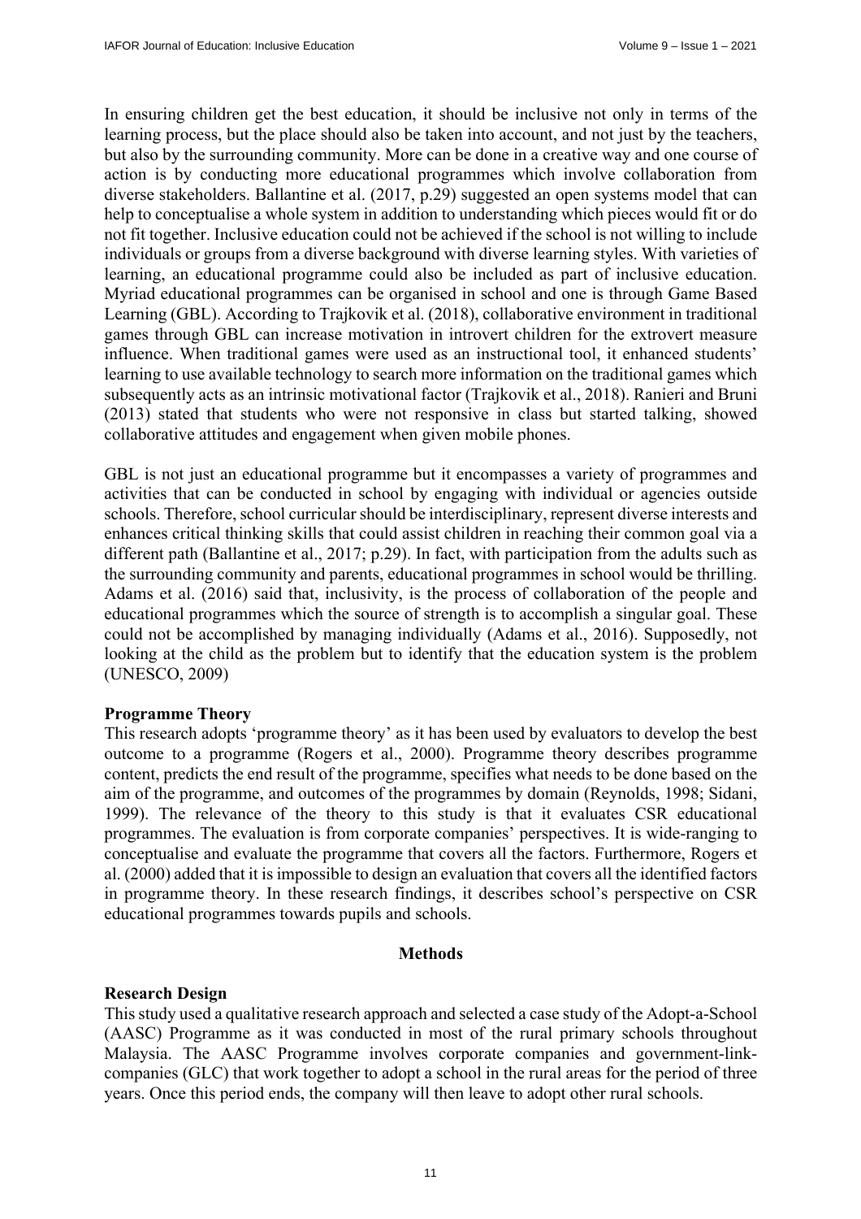In ensuring children get the best education, it should be inclusive not only in terms of the learning process, but the place should also be taken into account, and not just by the teachers, but also by the surrounding community. More can be done in a creative way and one course of action is by conducting more educational programmes which involve collaboration from diverse stakeholders. Ballantine et al. (2017, p.29) suggested an open systems model that can help to conceptualise a whole system in addition to understanding which pieces would fit or do not fit together. Inclusive education could not be achieved if the school is not willing to include individuals or groups from a diverse background with diverse learning styles. With varieties of learning, an educational programme could also be included as part of inclusive education. Myriad educational programmes can be organised in school and one is through Game Based Learning (GBL). According to Trajkovik et al. (2018), collaborative environment in traditional games through GBL can increase motivation in introvert children for the extrovert measure influence. When traditional games were used as an instructional tool, it enhanced students' learning to use available technology to search more information on the traditional games which subsequently acts as an intrinsic motivational factor (Trajkovik et al., 2018). Ranieri and Bruni (2013) stated that students who were not responsive in class but started talking, showed collaborative attitudes and engagement when given mobile phones.

GBL is not just an educational programme but it encompasses a variety of programmes and activities that can be conducted in school by engaging with individual or agencies outside schools. Therefore, school curricular should be interdisciplinary, represent diverse interests and enhances critical thinking skills that could assist children in reaching their common goal via a different path (Ballantine et al., 2017; p.29). In fact, with participation from the adults such as the surrounding community and parents, educational programmes in school would be thrilling. Adams et al. (2016) said that, inclusivity, is the process of collaboration of the people and educational programmes which the source of strength is to accomplish a singular goal. These could not be accomplished by managing individually (Adams et al., 2016). Supposedly, not looking at the child as the problem but to identify that the education system is the problem (UNESCO, 2009)

### Programme Theory

This research adopts 'programme theory' as it has been used by evaluators to develop the best outcome to a programme (Rogers et al., 2000). Programme theory describes programme content, predicts the end result of the programme, specifies what needs to be done based on the aim of the programme, and outcomes of the programmes by domain (Reynolds, 1998; Sidani, 1999). The relevance of the theory to this study is that it evaluates CSR educational programmes. The evaluation is from corporate companies' perspectives. It is wide-ranging to conceptualise and evaluate the programme that covers all the factors. Furthermore, Rogers et al. (2000) added that it is impossible to design an evaluation that covers all the identified factors in programme theory. In these research findings, it describes school's perspective on CSR educational programmes towards pupils and schools.

## Methods

### Research Design

This study used a qualitative research approach and selected a case study of the Adopt-a-School (AASC) Programme as it was conducted in most of the rural primary schools throughout Malaysia. The AASC Programme involves corporate companies and government-link-companies (GLC) that work together to adopt a school in the rural areas for the period of three years. Once this period ends, the company will then leave to adopt other rural schools.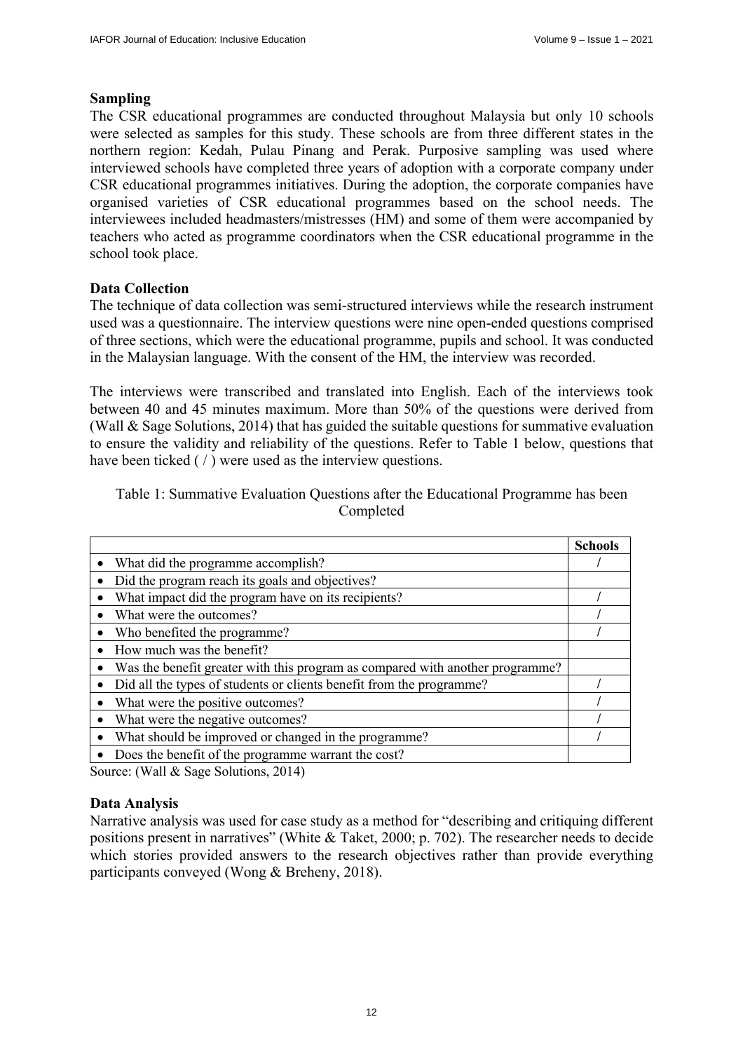### Sampling

The CSR educational programmes are conducted throughout Malaysia but only 10 schools were selected as samples for this study. These schools are from three different states in the northern region: Kedah, Pulau Pinang and Perak. Purposive sampling was used where interviewed schools have completed three years of adoption with a corporate company under CSR educational programmes initiatives. During the adoption, the corporate companies have organised varieties of CSR educational programmes based on the school needs. The interviewees included headmasters/mistresses (HM) and some of them were accompanied by teachers who acted as programme coordinators when the CSR educational programme in the school took place.

### Data Collection

The technique of data collection was semi-structured interviews while the research instrument used was a questionnaire. The interview questions were nine open-ended questions comprised of three sections, which were the educational programme, pupils and school. It was conducted in the Malaysian language. With the consent of the HM, the interview was recorded.

The interviews were transcribed and translated into English. Each of the interviews took between 40 and 45 minutes maximum. More than 50% of the questions were derived from (Wall & Sage Solutions, 2014) that has guided the suitable questions for summative evaluation to ensure the validity and reliability of the questions. Refer to Table 1 below, questions that have been ticked ( / ) were used as the interview questions.

Table 1: Summative Evaluation Questions after the Educational Programme has been Completed

| | Schools |
|---|---|
| • What did the programme accomplish? | / |
| • Did the program reach its goals and objectives? | |
| • What impact did the program have on its recipients? | / |
| • What were the outcomes? | / |
| • Who benefited the programme? | / |
| • How much was the benefit? | |
| • Was the benefit greater with this program as compared with another programme? | |
| • Did all the types of students or clients benefit from the programme? | / |
| • What were the positive outcomes? | / |
| • What were the negative outcomes? | / |
| • What should be improved or changed in the programme? | / |
| • Does the benefit of the programme warrant the cost? | |

Source: (Wall & Sage Solutions, 2014)

### Data Analysis

Narrative analysis was used for case study as a method for "describing and critiquing different positions present in narratives" (White & Taket, 2000; p. 702). The researcher needs to decide which stories provided answers to the research objectives rather than provide everything participants conveyed (Wong & Breheny, 2018).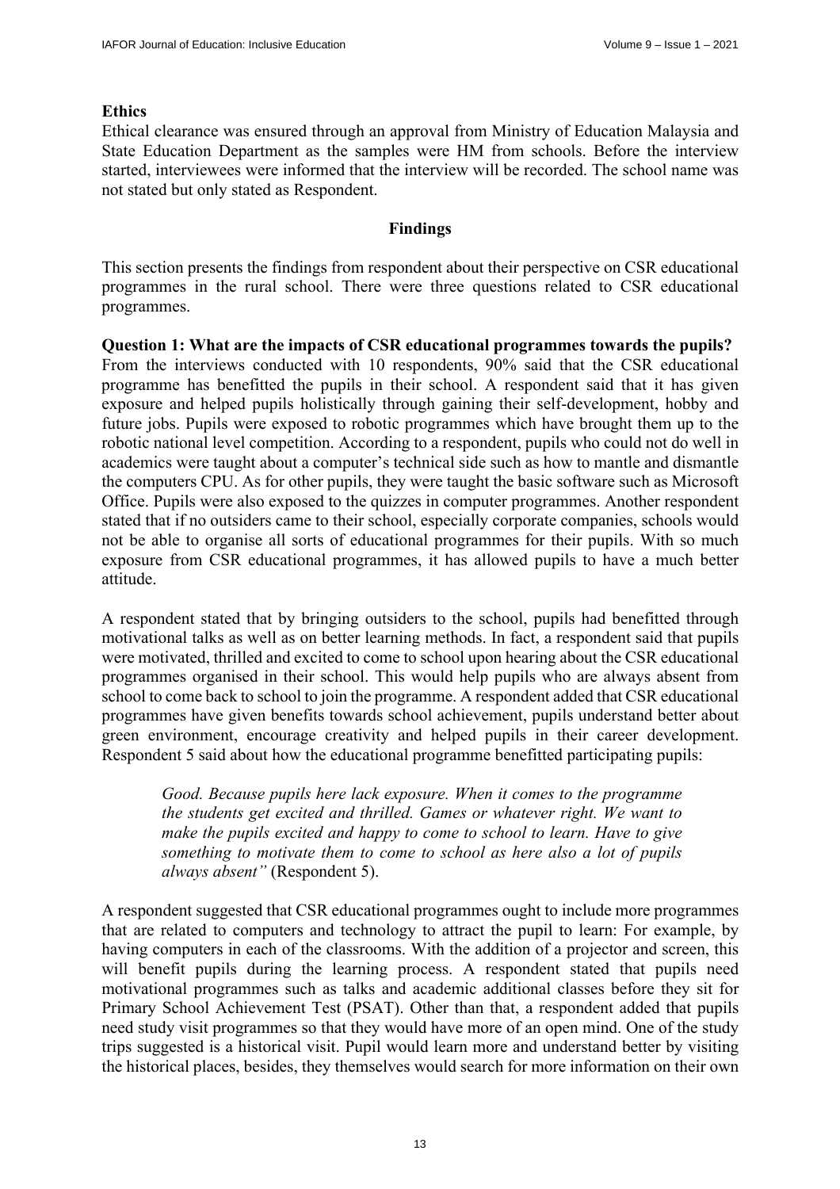**Ethics**

Ethical clearance was ensured through an approval from Ministry of Education Malaysia and State Education Department as the samples were HM from schools. Before the interview started, interviewees were informed that the interview will be recorded. The school name was not stated but only stated as Respondent.

## Findings

This section presents the findings from respondent about their perspective on CSR educational programmes in the rural school. There were three questions related to CSR educational programmes.

**Question 1: What are the impacts of CSR educational programmes towards the pupils?**

From the interviews conducted with 10 respondents, 90% said that the CSR educational programme has benefitted the pupils in their school. A respondent said that it has given exposure and helped pupils holistically through gaining their self-development, hobby and future jobs. Pupils were exposed to robotic programmes which have brought them up to the robotic national level competition. According to a respondent, pupils who could not do well in academics were taught about a computer's technical side such as how to mantle and dismantle the computers CPU. As for other pupils, they were taught the basic software such as Microsoft Office. Pupils were also exposed to the quizzes in computer programmes. Another respondent stated that if no outsiders came to their school, especially corporate companies, schools would not be able to organise all sorts of educational programmes for their pupils. With so much exposure from CSR educational programmes, it has allowed pupils to have a much better attitude.

A respondent stated that by bringing outsiders to the school, pupils had benefitted through motivational talks as well as on better learning methods. In fact, a respondent said that pupils were motivated, thrilled and excited to come to school upon hearing about the CSR educational programmes organised in their school. This would help pupils who are always absent from school to come back to school to join the programme. A respondent added that CSR educational programmes have given benefits towards school achievement, pupils understand better about green environment, encourage creativity and helped pupils in their career development. Respondent 5 said about how the educational programme benefitted participating pupils:

> *Good. Because pupils here lack exposure. When it comes to the programme the students get excited and thrilled. Games or whatever right. We want to make the pupils excited and happy to come to school to learn. Have to give something to motivate them to come to school as here also a lot of pupils always absent"* (Respondent 5).

A respondent suggested that CSR educational programmes ought to include more programmes that are related to computers and technology to attract the pupil to learn: For example, by having computers in each of the classrooms. With the addition of a projector and screen, this will benefit pupils during the learning process. A respondent stated that pupils need motivational programmes such as talks and academic additional classes before they sit for Primary School Achievement Test (PSAT). Other than that, a respondent added that pupils need study visit programmes so that they would have more of an open mind. One of the study trips suggested is a historical visit. Pupil would learn more and understand better by visiting the historical places, besides, they themselves would search for more information on their own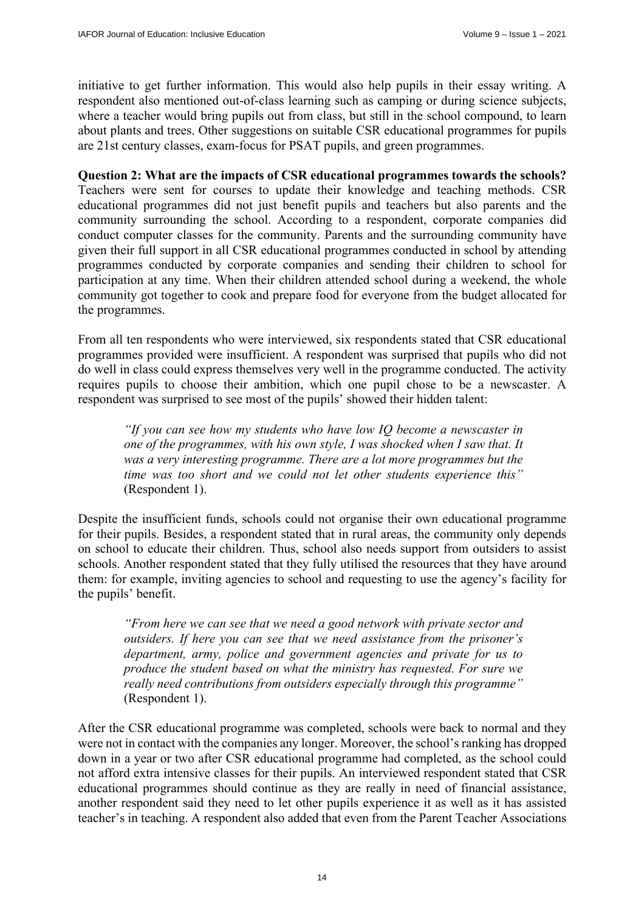initiative to get further information. This would also help pupils in their essay writing. A respondent also mentioned out-of-class learning such as camping or during science subjects, where a teacher would bring pupils out from class, but still in the school compound, to learn about plants and trees. Other suggestions on suitable CSR educational programmes for pupils are 21st century classes, exam-focus for PSAT pupils, and green programmes.

**Question 2: What are the impacts of CSR educational programmes towards the schools?**
Teachers were sent for courses to update their knowledge and teaching methods. CSR educational programmes did not just benefit pupils and teachers but also parents and the community surrounding the school. According to a respondent, corporate companies did conduct computer classes for the community. Parents and the surrounding community have given their full support in all CSR educational programmes conducted in school by attending programmes conducted by corporate companies and sending their children to school for participation at any time. When their children attended school during a weekend, the whole community got together to cook and prepare food for everyone from the budget allocated for the programmes.

From all ten respondents who were interviewed, six respondents stated that CSR educational programmes provided were insufficient. A respondent was surprised that pupils who did not do well in class could express themselves very well in the programme conducted. The activity requires pupils to choose their ambition, which one pupil chose to be a newscaster. A respondent was surprised to see most of the pupils' showed their hidden talent:

> *"If you can see how my students who have low IQ become a newscaster in one of the programmes, with his own style, I was shocked when I saw that. It was a very interesting programme. There are a lot more programmes but the time was too short and we could not let other students experience this"* (Respondent 1).

Despite the insufficient funds, schools could not organise their own educational programme for their pupils. Besides, a respondent stated that in rural areas, the community only depends on school to educate their children. Thus, school also needs support from outsiders to assist schools. Another respondent stated that they fully utilised the resources that they have around them: for example, inviting agencies to school and requesting to use the agency's facility for the pupils' benefit.

> *"From here we can see that we need a good network with private sector and outsiders. If here you can see that we need assistance from the prisoner's department, army, police and government agencies and private for us to produce the student based on what the ministry has requested. For sure we really need contributions from outsiders especially through this programme"* (Respondent 1).

After the CSR educational programme was completed, schools were back to normal and they were not in contact with the companies any longer. Moreover, the school's ranking has dropped down in a year or two after CSR educational programme had completed, as the school could not afford extra intensive classes for their pupils. An interviewed respondent stated that CSR educational programmes should continue as they are really in need of financial assistance, another respondent said they need to let other pupils experience it as well as it has assisted teacher's in teaching. A respondent also added that even from the Parent Teacher Associations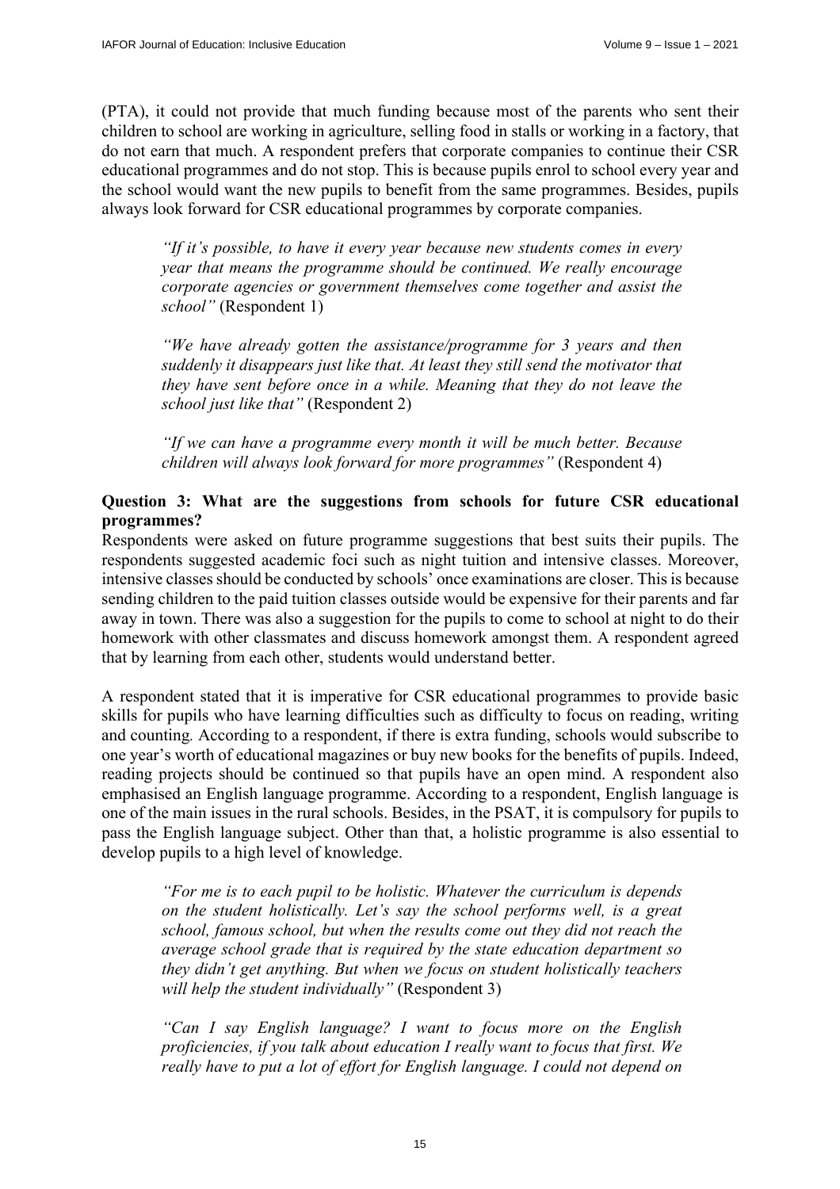(PTA), it could not provide that much funding because most of the parents who sent their children to school are working in agriculture, selling food in stalls or working in a factory, that do not earn that much. A respondent prefers that corporate companies to continue their CSR educational programmes and do not stop. This is because pupils enrol to school every year and the school would want the new pupils to benefit from the same programmes. Besides, pupils always look forward for CSR educational programmes by corporate companies.

> *"If it's possible, to have it every year because new students comes in every year that means the programme should be continued. We really encourage corporate agencies or government themselves come together and assist the school"* (Respondent 1)
>
> *"We have already gotten the assistance/programme for 3 years and then suddenly it disappears just like that. At least they still send the motivator that they have sent before once in a while. Meaning that they do not leave the school just like that"* (Respondent 2)
>
> *"If we can have a programme every month it will be much better. Because children will always look forward for more programmes"* (Respondent 4)

**Question 3: What are the suggestions from schools for future CSR educational programmes?**

Respondents were asked on future programme suggestions that best suits their pupils. The respondents suggested academic foci such as night tuition and intensive classes. Moreover, intensive classes should be conducted by schools' once examinations are closer. This is because sending children to the paid tuition classes outside would be expensive for their parents and far away in town. There was also a suggestion for the pupils to come to school at night to do their homework with other classmates and discuss homework amongst them. A respondent agreed that by learning from each other, students would understand better.

A respondent stated that it is imperative for CSR educational programmes to provide basic skills for pupils who have learning difficulties such as difficulty to focus on reading, writing and counting*.* According to a respondent, if there is extra funding, schools would subscribe to one year's worth of educational magazines or buy new books for the benefits of pupils. Indeed, reading projects should be continued so that pupils have an open mind. A respondent also emphasised an English language programme. According to a respondent, English language is one of the main issues in the rural schools. Besides, in the PSAT, it is compulsory for pupils to pass the English language subject. Other than that, a holistic programme is also essential to develop pupils to a high level of knowledge.

> *"For me is to each pupil to be holistic. Whatever the curriculum is depends on the student holistically. Let's say the school performs well, is a great school, famous school, but when the results come out they did not reach the average school grade that is required by the state education department so they didn't get anything. But when we focus on student holistically teachers will help the student individually"* (Respondent 3)
>
> *"Can I say English language? I want to focus more on the English proficiencies, if you talk about education I really want to focus that first. We really have to put a lot of effort for English language. I could not depend on*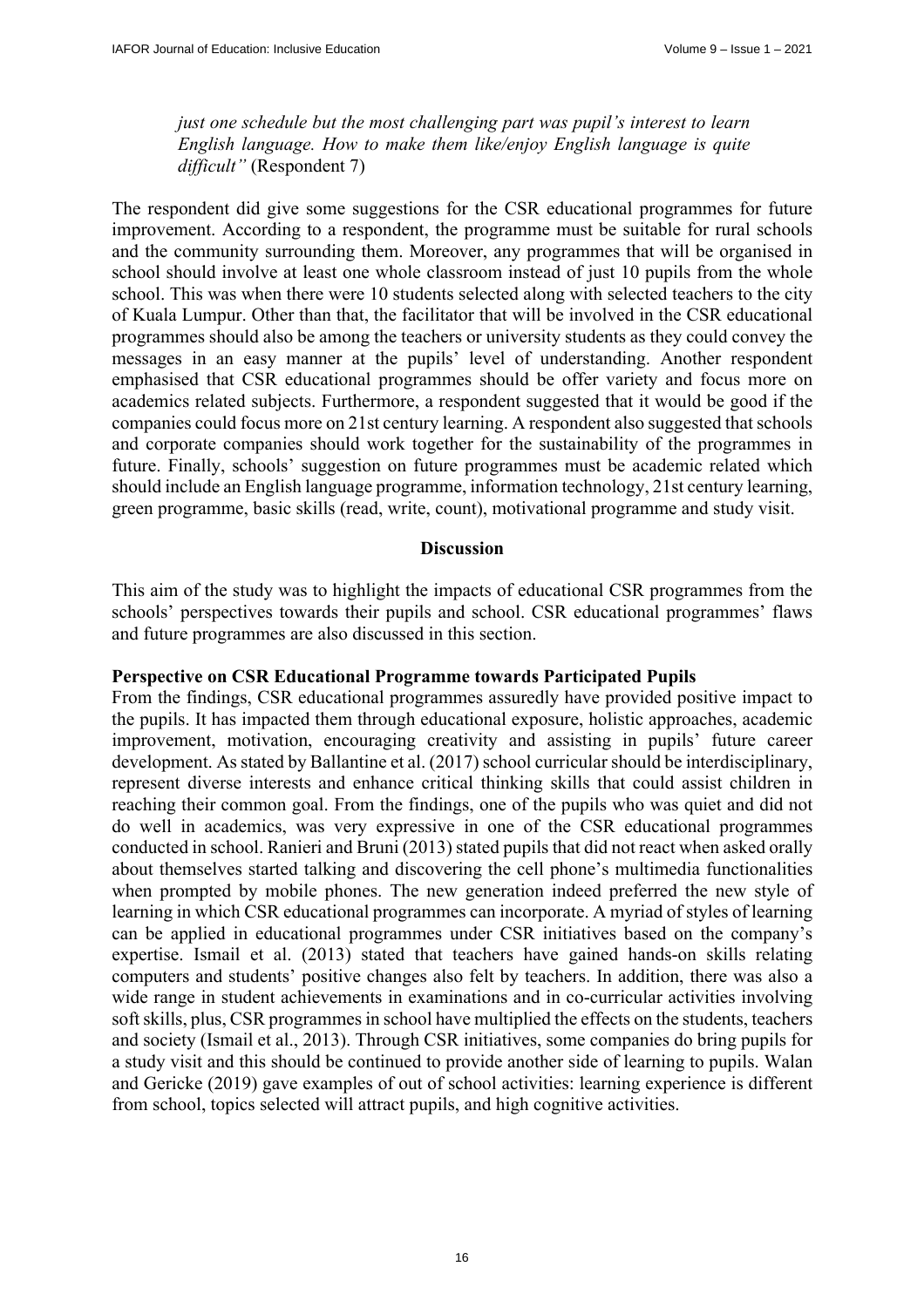*just one schedule but the most challenging part was pupil's interest to learn English language. How to make them like/enjoy English language is quite difficult"* (Respondent 7)

The respondent did give some suggestions for the CSR educational programmes for future improvement. According to a respondent, the programme must be suitable for rural schools and the community surrounding them. Moreover, any programmes that will be organised in school should involve at least one whole classroom instead of just 10 pupils from the whole school. This was when there were 10 students selected along with selected teachers to the city of Kuala Lumpur. Other than that, the facilitator that will be involved in the CSR educational programmes should also be among the teachers or university students as they could convey the messages in an easy manner at the pupils' level of understanding. Another respondent emphasised that CSR educational programmes should be offer variety and focus more on academics related subjects. Furthermore, a respondent suggested that it would be good if the companies could focus more on 21st century learning. A respondent also suggested that schools and corporate companies should work together for the sustainability of the programmes in future. Finally, schools' suggestion on future programmes must be academic related which should include an English language programme, information technology, 21st century learning, green programme, basic skills (read, write, count), motivational programme and study visit.

## Discussion

This aim of the study was to highlight the impacts of educational CSR programmes from the schools' perspectives towards their pupils and school. CSR educational programmes' flaws and future programmes are also discussed in this section.

### Perspective on CSR Educational Programme towards Participated Pupils

From the findings, CSR educational programmes assuredly have provided positive impact to the pupils. It has impacted them through educational exposure, holistic approaches, academic improvement, motivation, encouraging creativity and assisting in pupils' future career development. As stated by Ballantine et al. (2017) school curricular should be interdisciplinary, represent diverse interests and enhance critical thinking skills that could assist children in reaching their common goal. From the findings, one of the pupils who was quiet and did not do well in academics, was very expressive in one of the CSR educational programmes conducted in school. Ranieri and Bruni (2013) stated pupils that did not react when asked orally about themselves started talking and discovering the cell phone's multimedia functionalities when prompted by mobile phones. The new generation indeed preferred the new style of learning in which CSR educational programmes can incorporate. A myriad of styles of learning can be applied in educational programmes under CSR initiatives based on the company's expertise. Ismail et al. (2013) stated that teachers have gained hands-on skills relating computers and students' positive changes also felt by teachers. In addition, there was also a wide range in student achievements in examinations and in co-curricular activities involving soft skills, plus, CSR programmes in school have multiplied the effects on the students, teachers and society (Ismail et al., 2013). Through CSR initiatives, some companies do bring pupils for a study visit and this should be continued to provide another side of learning to pupils. Walan and Gericke (2019) gave examples of out of school activities: learning experience is different from school, topics selected will attract pupils, and high cognitive activities.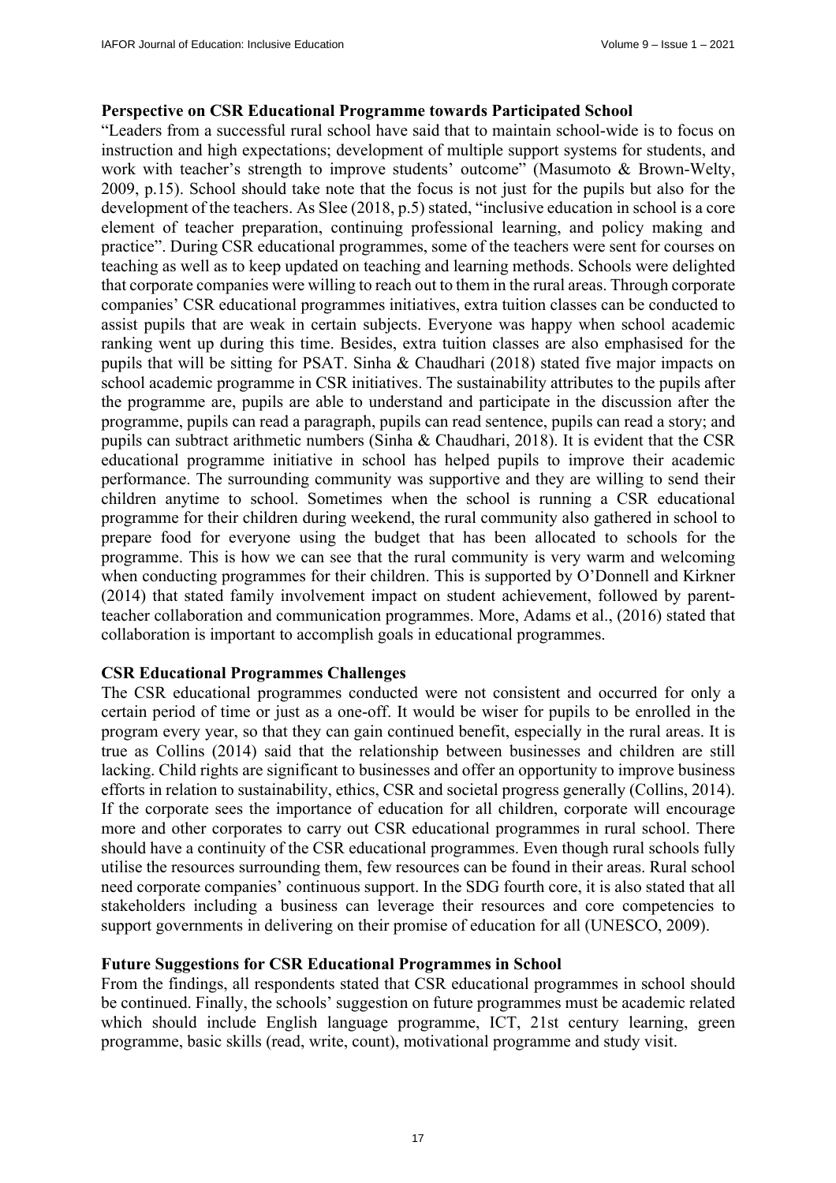**Perspective on CSR Educational Programme towards Participated School**

"Leaders from a successful rural school have said that to maintain school-wide is to focus on instruction and high expectations; development of multiple support systems for students, and work with teacher's strength to improve students' outcome" (Masumoto & Brown-Welty, 2009, p.15). School should take note that the focus is not just for the pupils but also for the development of the teachers. As Slee (2018, p.5) stated, "inclusive education in school is a core element of teacher preparation, continuing professional learning, and policy making and practice". During CSR educational programmes, some of the teachers were sent for courses on teaching as well as to keep updated on teaching and learning methods. Schools were delighted that corporate companies were willing to reach out to them in the rural areas. Through corporate companies' CSR educational programmes initiatives, extra tuition classes can be conducted to assist pupils that are weak in certain subjects. Everyone was happy when school academic ranking went up during this time. Besides, extra tuition classes are also emphasised for the pupils that will be sitting for PSAT. Sinha & Chaudhari (2018) stated five major impacts on school academic programme in CSR initiatives. The sustainability attributes to the pupils after the programme are, pupils are able to understand and participate in the discussion after the programme, pupils can read a paragraph, pupils can read sentence, pupils can read a story; and pupils can subtract arithmetic numbers (Sinha & Chaudhari, 2018). It is evident that the CSR educational programme initiative in school has helped pupils to improve their academic performance. The surrounding community was supportive and they are willing to send their children anytime to school. Sometimes when the school is running a CSR educational programme for their children during weekend, the rural community also gathered in school to prepare food for everyone using the budget that has been allocated to schools for the programme. This is how we can see that the rural community is very warm and welcoming when conducting programmes for their children. This is supported by O'Donnell and Kirkner (2014) that stated family involvement impact on student achievement, followed by parent-teacher collaboration and communication programmes. More, Adams et al., (2016) stated that collaboration is important to accomplish goals in educational programmes.

**CSR Educational Programmes Challenges**

The CSR educational programmes conducted were not consistent and occurred for only a certain period of time or just as a one-off. It would be wiser for pupils to be enrolled in the program every year, so that they can gain continued benefit, especially in the rural areas. It is true as Collins (2014) said that the relationship between businesses and children are still lacking. Child rights are significant to businesses and offer an opportunity to improve business efforts in relation to sustainability, ethics, CSR and societal progress generally (Collins, 2014). If the corporate sees the importance of education for all children, corporate will encourage more and other corporates to carry out CSR educational programmes in rural school. There should have a continuity of the CSR educational programmes. Even though rural schools fully utilise the resources surrounding them, few resources can be found in their areas. Rural school need corporate companies' continuous support. In the SDG fourth core, it is also stated that all stakeholders including a business can leverage their resources and core competencies to support governments in delivering on their promise of education for all (UNESCO, 2009).

**Future Suggestions for CSR Educational Programmes in School**

From the findings, all respondents stated that CSR educational programmes in school should be continued. Finally, the schools' suggestion on future programmes must be academic related which should include English language programme, ICT, 21st century learning, green programme, basic skills (read, write, count), motivational programme and study visit.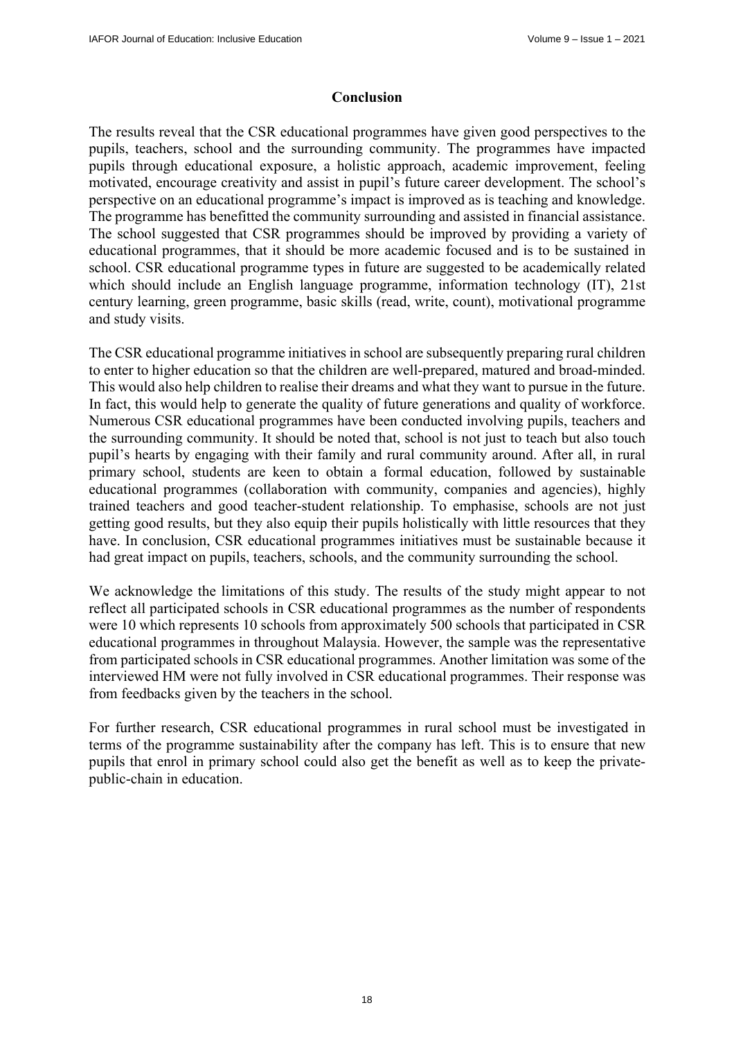## Conclusion

The results reveal that the CSR educational programmes have given good perspectives to the pupils, teachers, school and the surrounding community. The programmes have impacted pupils through educational exposure, a holistic approach, academic improvement, feeling motivated, encourage creativity and assist in pupil's future career development. The school's perspective on an educational programme's impact is improved as is teaching and knowledge. The programme has benefitted the community surrounding and assisted in financial assistance. The school suggested that CSR programmes should be improved by providing a variety of educational programmes, that it should be more academic focused and is to be sustained in school. CSR educational programme types in future are suggested to be academically related which should include an English language programme, information technology (IT), 21st century learning, green programme, basic skills (read, write, count), motivational programme and study visits.

The CSR educational programme initiatives in school are subsequently preparing rural children to enter to higher education so that the children are well-prepared, matured and broad-minded. This would also help children to realise their dreams and what they want to pursue in the future. In fact, this would help to generate the quality of future generations and quality of workforce. Numerous CSR educational programmes have been conducted involving pupils, teachers and the surrounding community. It should be noted that, school is not just to teach but also touch pupil's hearts by engaging with their family and rural community around. After all, in rural primary school, students are keen to obtain a formal education, followed by sustainable educational programmes (collaboration with community, companies and agencies), highly trained teachers and good teacher-student relationship. To emphasise, schools are not just getting good results, but they also equip their pupils holistically with little resources that they have. In conclusion, CSR educational programmes initiatives must be sustainable because it had great impact on pupils, teachers, schools, and the community surrounding the school.

We acknowledge the limitations of this study. The results of the study might appear to not reflect all participated schools in CSR educational programmes as the number of respondents were 10 which represents 10 schools from approximately 500 schools that participated in CSR educational programmes in throughout Malaysia. However, the sample was the representative from participated schools in CSR educational programmes. Another limitation was some of the interviewed HM were not fully involved in CSR educational programmes. Their response was from feedbacks given by the teachers in the school.

For further research, CSR educational programmes in rural school must be investigated in terms of the programme sustainability after the company has left. This is to ensure that new pupils that enrol in primary school could also get the benefit as well as to keep the private-public-chain in education.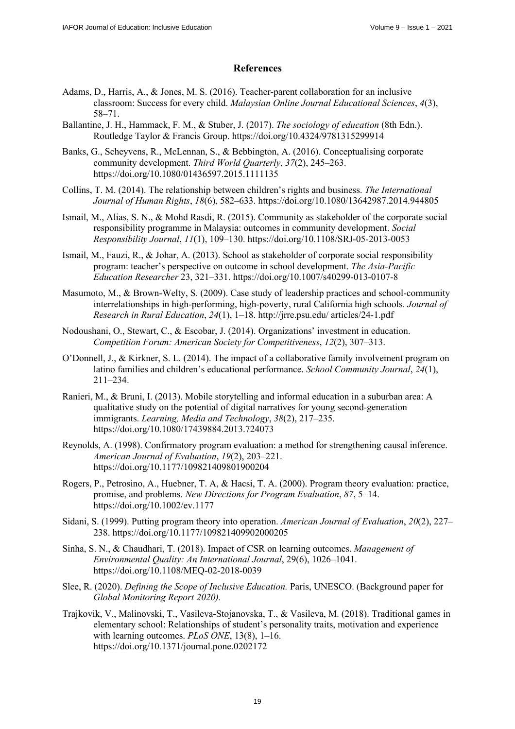## References

Adams, D., Harris, A., & Jones, M. S. (2016). Teacher-parent collaboration for an inclusive classroom: Success for every child. *Malaysian Online Journal Educational Sciences*, *4*(3), 58–71.

Ballantine, J. H., Hammack, F. M., & Stuber, J. (2017). *The sociology of education* (8th Edn.). Routledge Taylor & Francis Group. https://doi.org/10.4324/9781315299914

Banks, G., Scheyvens, R., McLennan, S., & Bebbington, A. (2016). Conceptualising corporate community development. *Third World Quarterly*, *37*(2), 245–263. https://doi.org/10.1080/01436597.2015.1111135

Collins, T. M. (2014). The relationship between children's rights and business. *The International Journal of Human Rights*, *18*(6), 582–633. https://doi.org/10.1080/13642987.2014.944805

Ismail, M., Alias, S. N., & Mohd Rasdi, R. (2015). Community as stakeholder of the corporate social responsibility programme in Malaysia: outcomes in community development. *Social Responsibility Journal*, *11*(1), 109–130. https://doi.org/10.1108/SRJ-05-2013-0053

Ismail, M., Fauzi, R., & Johar, A. (2013). School as stakeholder of corporate social responsibility program: teacher's perspective on outcome in school development. *The Asia-Pacific Education Researcher* 23, 321–331. https://doi.org/10.1007/s40299-013-0107-8

Masumoto, M., & Brown-Welty, S. (2009). Case study of leadership practices and school-community interrelationships in high-performing, high-poverty, rural California high schools. *Journal of Research in Rural Education*, *24*(1), 1–18. http://jrre.psu.edu/ articles/24-1.pdf

Nodoushani, O., Stewart, C., & Escobar, J. (2014). Organizations' investment in education. *Competition Forum: American Society for Competitiveness*, *12*(2), 307–313.

O'Donnell, J., & Kirkner, S. L. (2014). The impact of a collaborative family involvement program on latino families and children's educational performance. *School Community Journal*, *24*(1), 211–234.

Ranieri, M., & Bruni, I. (2013). Mobile storytelling and informal education in a suburban area: A qualitative study on the potential of digital narratives for young second-generation immigrants. *Learning, Media and Technology*, *38*(2), 217–235. https://doi.org/10.1080/17439884.2013.724073

Reynolds, A. (1998). Confirmatory program evaluation: a method for strengthening causal inference. *American Journal of Evaluation*, *19*(2), 203–221. https://doi.org/10.1177/109821409801900204

Rogers, P., Petrosino, A., Huebner, T. A, & Hacsi, T. A. (2000). Program theory evaluation: practice, promise, and problems. *New Directions for Program Evaluation*, *87*, 5–14. https://doi.org/10.1002/ev.1177

Sidani, S. (1999). Putting program theory into operation. *American Journal of Evaluation*, *20*(2), 227–238. https://doi.org/10.1177/109821409902000205

Sinha, S. N., & Chaudhari, T. (2018). Impact of CSR on learning outcomes. *Management of Environmental Quality: An International Journal*, 29(6), 1026–1041. https://doi.org/10.1108/MEQ-02-2018-0039

Slee, R. (2020). *Defining the Scope of Inclusive Education.* Paris, UNESCO. (Background paper for *Global Monitoring Report 2020).*

Trajkovik, V., Malinovski, T., Vasileva-Stojanovska, T., & Vasileva, M. (2018). Traditional games in elementary school: Relationships of student's personality traits, motivation and experience with learning outcomes. *PLoS ONE*, 13(8), 1–16. https://doi.org/10.1371/journal.pone.0202172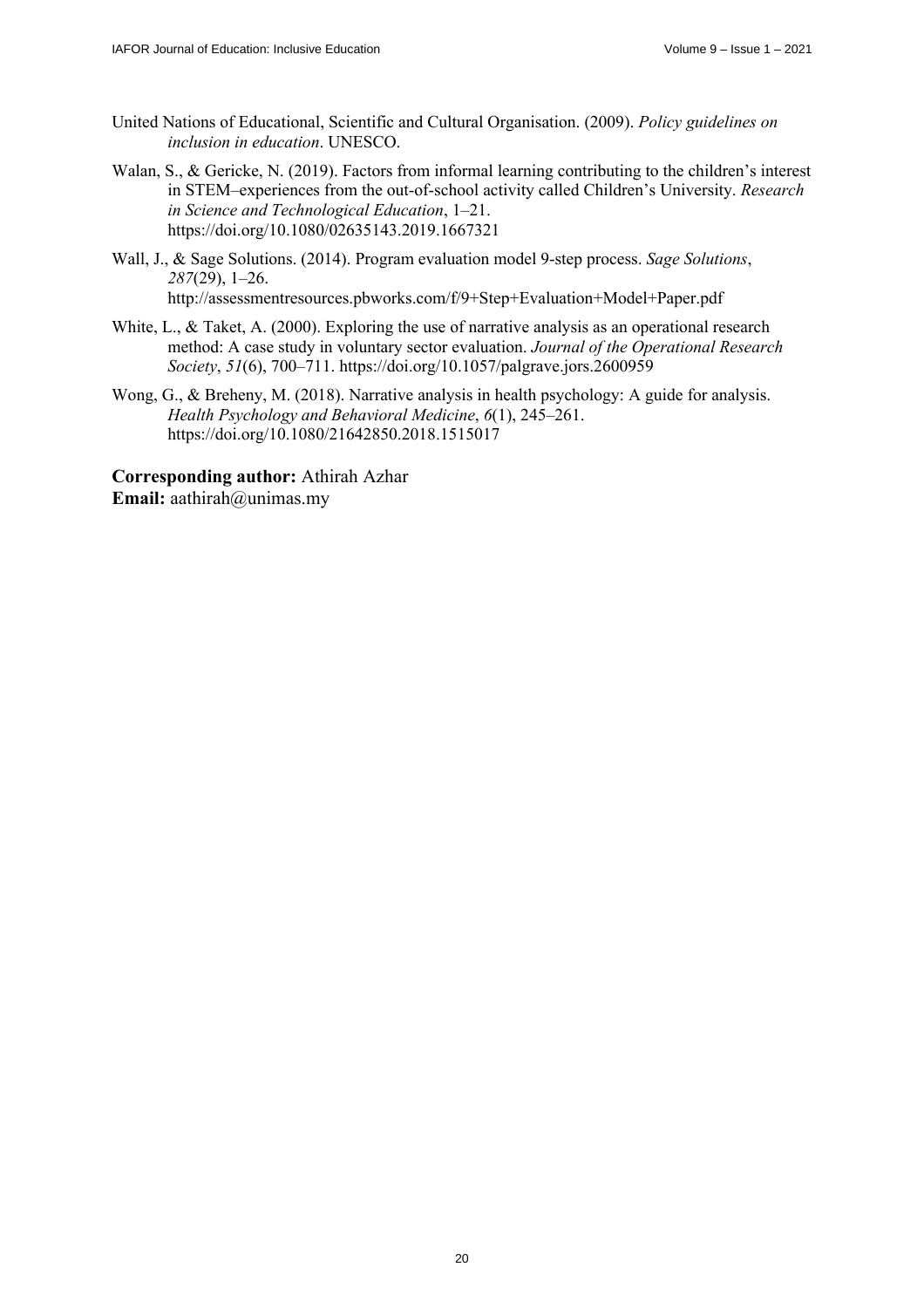United Nations of Educational, Scientific and Cultural Organisation. (2009). *Policy guidelines on inclusion in education*. UNESCO.

Walan, S., & Gericke, N. (2019). Factors from informal learning contributing to the children's interest in STEM–experiences from the out-of-school activity called Children's University. *Research in Science and Technological Education*, 1–21. https://doi.org/10.1080/02635143.2019.1667321

Wall, J., & Sage Solutions. (2014). Program evaluation model 9-step process. *Sage Solutions*, *287*(29), 1–26. http://assessmentresources.pbworks.com/f/9+Step+Evaluation+Model+Paper.pdf

White, L., & Taket, A. (2000). Exploring the use of narrative analysis as an operational research method: A case study in voluntary sector evaluation. *Journal of the Operational Research Society*, *51*(6), 700–711. https://doi.org/10.1057/palgrave.jors.2600959

Wong, G., & Breheny, M. (2018). Narrative analysis in health psychology: A guide for analysis. *Health Psychology and Behavioral Medicine*, *6*(1), 245–261. https://doi.org/10.1080/21642850.2018.1515017

**Corresponding author:** Athirah Azhar
**Email:** aathirah@unimas.my